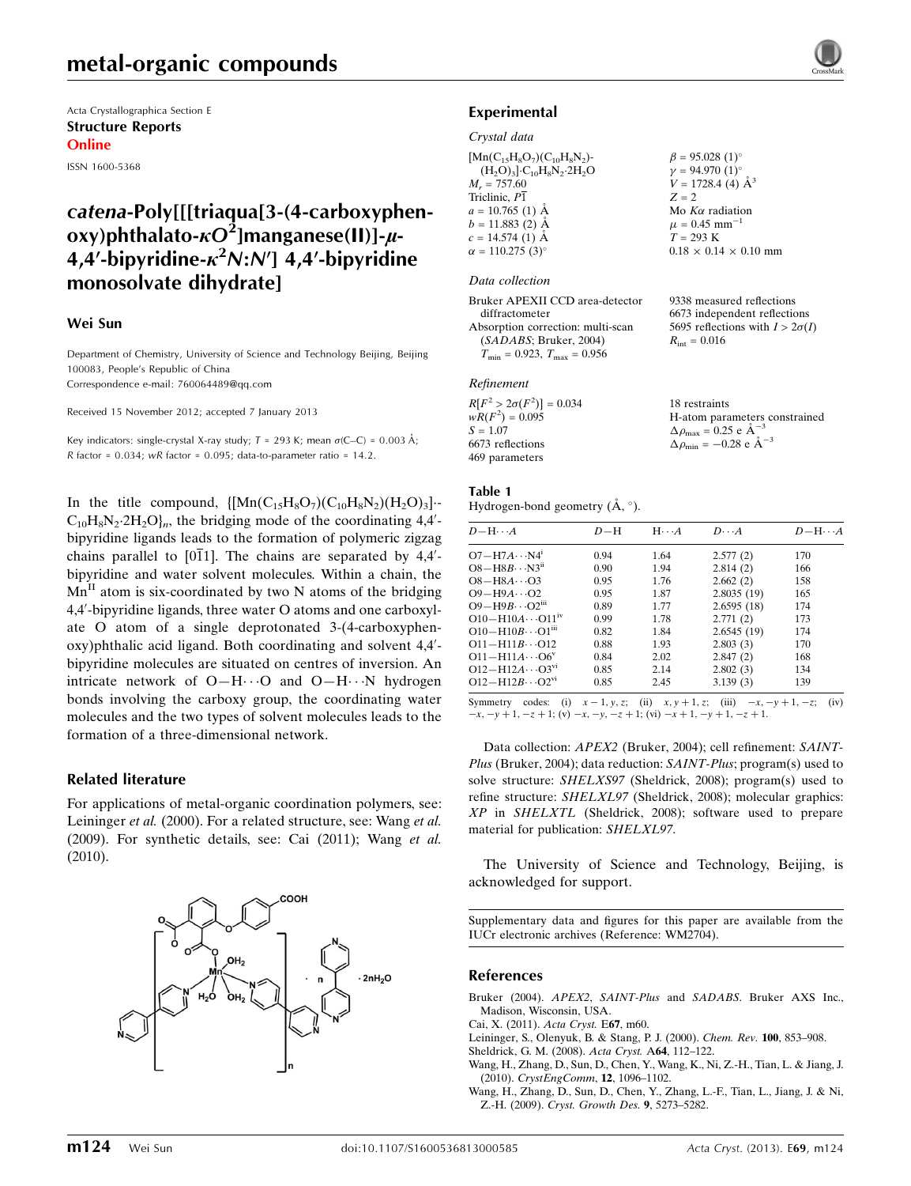Acta Crystallographica Section E

**Structure Reports**

**Online**

ISSN 1600-5368

# catena-Poly[[[triaqua[3-(4-carboxyphenoxy)phthalato-$\kappa O^2$]manganese(II)]-$\mu$-4,4′-bipyridine-$\kappa^2 N$:$N'$] 4,4′-bipyridine monosolvate dihydrate]

**Wei Sun**

Department of Chemistry, University of Science and Technology Beijing, Beijing 100083, People's Republic of China

Correspondence e-mail: 760064489@qq.com

Received 15 November 2012; accepted 7 January 2013

Key indicators: single-crystal X-ray study; $T$ = 293 K; mean $\sigma$(C–C) = 0.003 Å; $R$ factor = 0.034; $wR$ factor = 0.095; data-to-parameter ratio = 14.2.

In the title compound, $\{[Mn(C_{15}H_8O_7)(C_{10}H_8N_2)(H_2O)_3]\cdot C_{10}H_8N_2\cdot 2H_2O\}_n$, the bridging mode of the coordinating 4,4′-bipyridine ligands leads to the formation of polymeric zigzag chains parallel to [0$\overline{1}$1]. The chains are separated by 4,4′-bipyridine and water solvent molecules. Within a chain, the $Mn^{II}$ atom is six-coordinated by two N atoms of the bridging 4,4′-bipyridine ligands, three water O atoms and one carboxylate O atom of a single deprotonated 3-(4-carboxyphenoxy)phthalic acid ligand. Both coordinating and solvent 4,4′-bipyridine molecules are situated on centres of inversion. An intricate network of O—H⋯O and O—H⋯N hydrogen bonds involving the carboxy group, the coordinating water molecules and the two types of solvent molecules leads to the formation of a three-dimensional network.

## Related literature

For applications of metal-organic coordination polymers, see: Leininger *et al.* (2000). For a related structure, see: Wang *et al.* (2009). For synthetic details, see: Cai (2011); Wang *et al.* (2010).

COOH

OH2

Mn

H2O OH2

· n · 2nH2O

n

## Experimental

### Crystal data

$[Mn(C_{15}H_8O_7)(C_{10}H_8N_2)(H_2O)_3]\cdot C_{10}H_8N_2\cdot 2H_2O$

$M_r$ = 757.60

Triclinic, $P\overline{1}$

$a$ = 10.765 (1) Å

$b$ = 11.883 (2) Å

$c$ = 14.574 (1) Å

$\alpha$ = 110.275 (3)°

$\beta$ = 95.028 (1)°

$\gamma$ = 94.970 (1)°

$V$ = 1728.4 (4) Å$^3$

$Z$ = 2

Mo $K\alpha$ radiation

$\mu$ = 0.45 mm$^{-1}$

$T$ = 293 K

0.18 × 0.14 × 0.10 mm

### Data collection

Bruker APEXII CCD area-detector diffractometer

Absorption correction: multi-scan (*SADABS*; Bruker, 2004)

$T_{min}$ = 0.923, $T_{max}$ = 0.956

9338 measured reflections

6673 independent reflections

5695 reflections with $I > 2\sigma(I)$

$R_{int}$ = 0.016

### Refinement

$R[F^2 > 2\sigma(F^2)]$ = 0.034

$wR(F^2)$ = 0.095

$S$ = 1.07

6673 reflections

469 parameters

18 restraints

H-atom parameters constrained

$\Delta\rho_{max}$ = 0.25 e Å$^{-3}$

$\Delta\rho_{min}$ = −0.28 e Å$^{-3}$

**Table 1**

Hydrogen-bond geometry (Å, °).

| $D$—H⋯$A$ | $D$—H | H⋯$A$ | $D$⋯$A$ | $D$—H⋯$A$ |
|---|---|---|---|---|
| O7—H7$A$⋯N4$^{i}$ | 0.94 | 1.64 | 2.577 (2) | 170 |
| O8—H8$B$⋯N3$^{ii}$ | 0.90 | 1.94 | 2.814 (2) | 166 |
| O8—H8$A$⋯O3 | 0.95 | 1.76 | 2.662 (2) | 158 |
| O9—H9$A$⋯O2 | 0.95 | 1.87 | 2.8035 (19) | 165 |
| O9—H9$B$⋯O2$^{iii}$ | 0.89 | 1.77 | 2.6595 (18) | 174 |
| O10—H10$A$⋯O11$^{iv}$ | 0.99 | 1.78 | 2.771 (2) | 173 |
| O10—H10$B$⋯O1$^{iii}$ | 0.82 | 1.84 | 2.6545 (19) | 174 |
| O11—H11$B$⋯O12 | 0.88 | 1.93 | 2.803 (3) | 170 |
| O11—H11$A$⋯O6$^{v}$ | 0.84 | 2.02 | 2.847 (2) | 168 |
| O12—H12$A$⋯O3$^{vi}$ | 0.85 | 2.14 | 2.802 (3) | 134 |
| O12—H12$B$⋯O2$^{vi}$ | 0.85 | 2.45 | 3.139 (3) | 139 |

Symmetry codes: (i) $x-1, y, z$; (ii) $x, y+1, z$; (iii) $-x, -y+1, -z$; (iv) $-x, -y+1, -z+1$; (v) $-x, -y, -z+1$; (vi) $-x+1, -y+1, -z+1$.

Data collection: *APEX2* (Bruker, 2004); cell refinement: *SAINT-Plus* (Bruker, 2004); data reduction: *SAINT-Plus*; program(s) used to solve structure: *SHELXS97* (Sheldrick, 2008); program(s) used to refine structure: *SHELXL97* (Sheldrick, 2008); molecular graphics: *XP* in *SHELXTL* (Sheldrick, 2008); software used to prepare material for publication: *SHELXL97*.

The University of Science and Technology, Beijing, is acknowledged for support.

Supplementary data and figures for this paper are available from the IUCr electronic archives (Reference: WM2704).

## References

Bruker (2004). *APEX2*, *SAINT-Plus* and *SADABS*. Bruker AXS Inc., Madison, Wisconsin, USA.

Cai, X. (2011). *Acta Cryst.* E**67**, m60.

Leininger, S., Olenyuk, B. & Stang, P. J. (2000). *Chem. Rev.* **100**, 853–908.

Sheldrick, G. M. (2008). *Acta Cryst.* A**64**, 112–122.

Wang, H., Zhang, D., Sun, D., Chen, Y., Wang, K., Ni, Z.-H., Tian, L. & Jiang, J. (2010). *CrystEngComm*, **12**, 1096–1102.

Wang, H., Zhang, D., Sun, D., Chen, Y., Zhang, L.-F., Tian, L., Jiang, J. & Ni, Z.-H. (2009). *Cryst. Growth Des.* **9**, 5273–5282.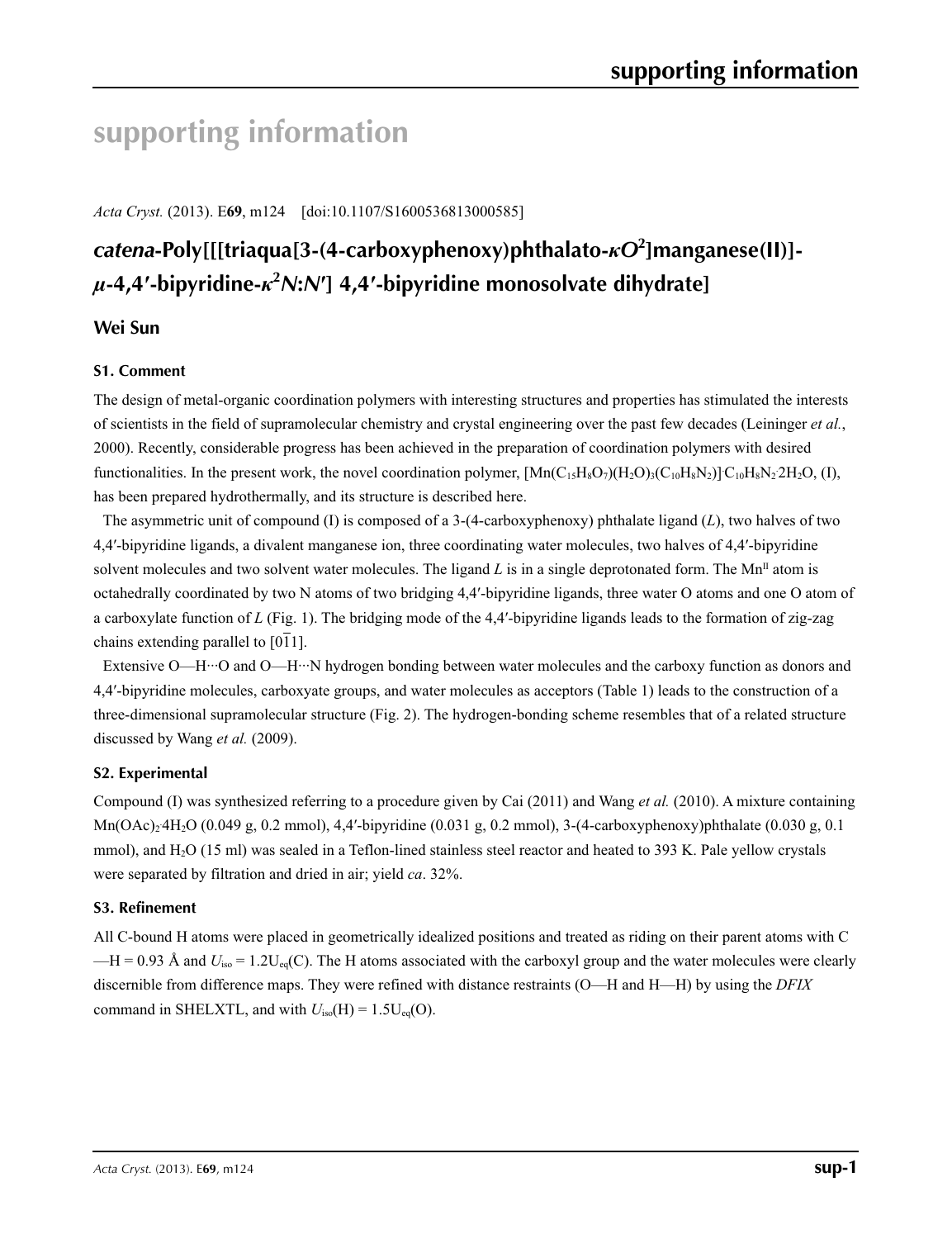# supporting information

*Acta Cryst.* (2013). E**69**, m124 [doi:10.1107/S1600536813000585]

## *catena*-Poly[[[triaqua[3-(4-carboxyphenoxy)phthalato-$\kappa O^2$]manganese(II)]-$\mu$-4,4′-bipyridine-$\kappa^2 N$:$N'$] 4,4′-bipyridine monosolvate dihydrate]

### Wei Sun

#### S1. Comment

The design of metal-organic coordination polymers with interesting structures and properties has stimulated the interests of scientists in the field of supramolecular chemistry and crystal engineering over the past few decades (Leininger *et al.*, 2000). Recently, considerable progress has been achieved in the preparation of coordination polymers with desired functionalities. In the present work, the novel coordination polymer, $[Mn(C_{15}H_8O_7)(H_2O)_3(C_{10}H_8N_2)]·C_{10}H_8N_2·2H_2O$, (I), has been prepared hydrothermally, and its structure is described here.

The asymmetric unit of compound (I) is composed of a 3-(4-carboxyphenoxy) phthalate ligand (*L*), two halves of two 4,4′-bipyridine ligands, a divalent manganese ion, three coordinating water molecules, two halves of 4,4′-bipyridine solvent molecules and two solvent water molecules. The ligand *L* is in a single deprotonated form. The $Mn^{II}$ atom is octahedrally coordinated by two N atoms of two bridging 4,4′-bipyridine ligands, three water O atoms and one O atom of a carboxylate function of *L* (Fig. 1). The bridging mode of the 4,4′-bipyridine ligands leads to the formation of zig-zag chains extending parallel to [0$\overline{1}$1].

Extensive O—H···O and O—H···N hydrogen bonding between water molecules and the carboxy function as donors and 4,4′-bipyridine molecules, carboxyate groups, and water molecules as acceptors (Table 1) leads to the construction of a three-dimensional supramolecular structure (Fig. 2). The hydrogen-bonding scheme resembles that of a related structure discussed by Wang *et al.* (2009).

#### S2. Experimental

Compound (I) was synthesized referring to a procedure given by Cai (2011) and Wang *et al.* (2010). A mixture containing $Mn(OAc)_2·4H_2O$ (0.049 g, 0.2 mmol), 4,4′-bipyridine (0.031 g, 0.2 mmol), 3-(4-carboxyphenoxy)phthalate (0.030 g, 0.1 mmol), and $H_2O$ (15 ml) was sealed in a Teflon-lined stainless steel reactor and heated to 393 K. Pale yellow crystals were separated by filtration and dried in air; yield *ca*. 32%.

#### S3. Refinement

All C-bound H atoms were placed in geometrically idealized positions and treated as riding on their parent atoms with C—H = 0.93 Å and $U_{iso}$ = 1.2$U_{eq}$(C). The H atoms associated with the carboxyl group and the water molecules were clearly discernible from difference maps. They were refined with distance restraints (O—H and H—H) by using the *DFIX* command in SHELXTL, and with $U_{iso}$(H) = 1.5$U_{eq}$(O).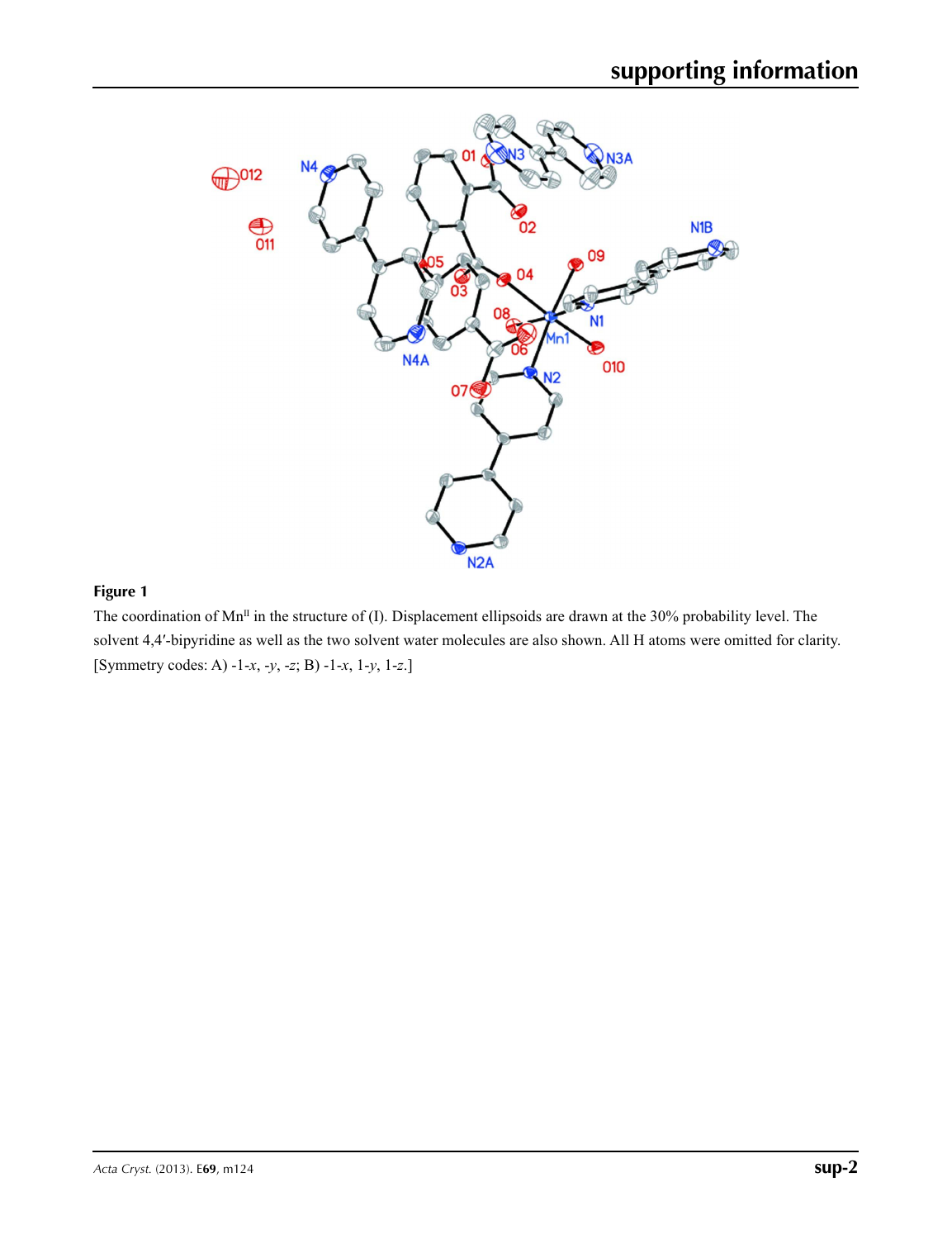**Figure 1**

The coordination of $Mn^{II}$ in the structure of (I). Displacement ellipsoids are drawn at the 30% probability level. The solvent 4,4′-bipyridine as well as the two solvent water molecules are also shown. All H atoms were omitted for clarity. [Symmetry codes: A) -1-*x*, -*y*, -*z*; B) -1-*x*, 1-*y*, 1-*z*.]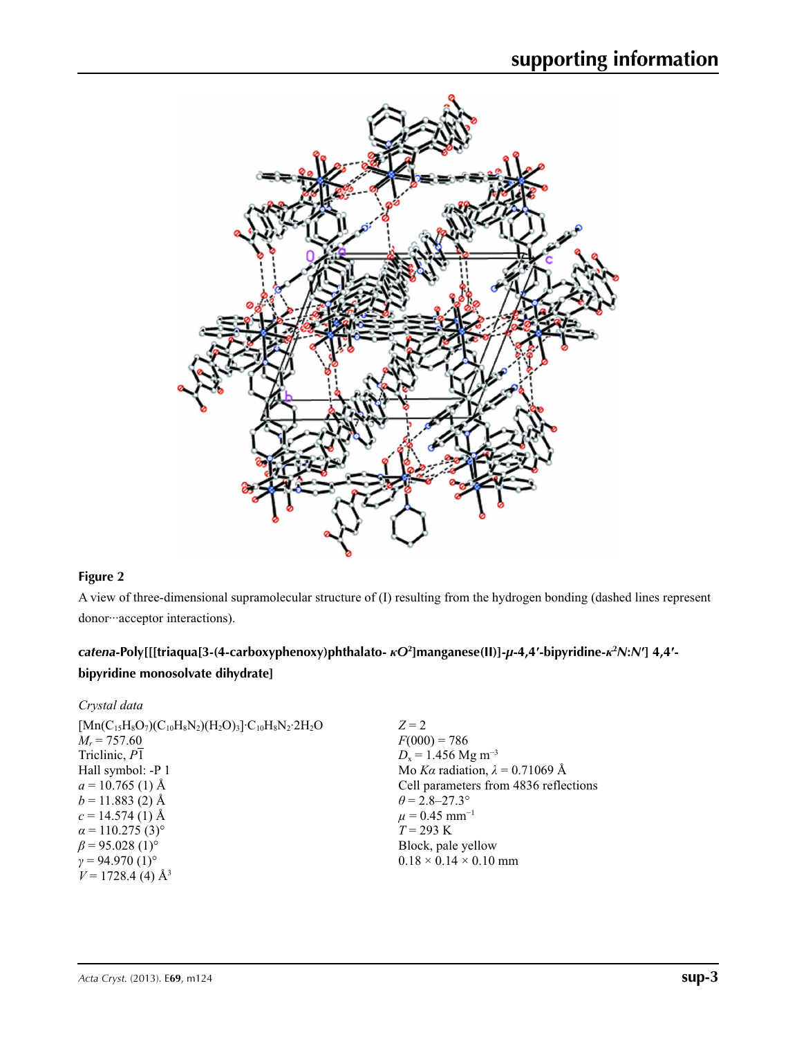**Figure 2**

A view of three-dimensional supramolecular structure of (I) resulting from the hydrogen bonding (dashed lines represent donor···acceptor interactions).

### *catena*-Poly[[[triaqua[3-(4-carboxyphenoxy)phthalato- $\kappa O^2$]manganese(II)]-$\mu$-4,4′-bipyridine-$\kappa^2N$:$N'$] 4,4′-bipyridine monosolvate dihydrate]

*Crystal data*

$[Mn(C_{15}H_8O_7)(C_{10}H_8N_2)(H_2O)_3]\cdot C_{10}H_8N_2\cdot 2H_2O$
$M_r = 757.60$
Triclinic, $P\overline{1}$
Hall symbol: -P 1
$a = 10.765$ (1) Å
$b = 11.883$ (2) Å
$c = 14.574$ (1) Å
$\alpha = 110.275$ (3)°
$\beta = 95.028$ (1)°
$\gamma = 94.970$ (1)°
$V = 1728.4$ (4) Å$^3$
$Z = 2$
$F(000) = 786$
$D_x = 1.456$ Mg m$^{-3}$
Mo $K\alpha$ radiation, $\lambda = 0.71069$ Å
Cell parameters from 4836 reflections
$\theta = 2.8$–27.3°
$\mu = 0.45$ mm$^{-1}$
$T = 293$ K
Block, pale yellow
0.18 × 0.14 × 0.10 mm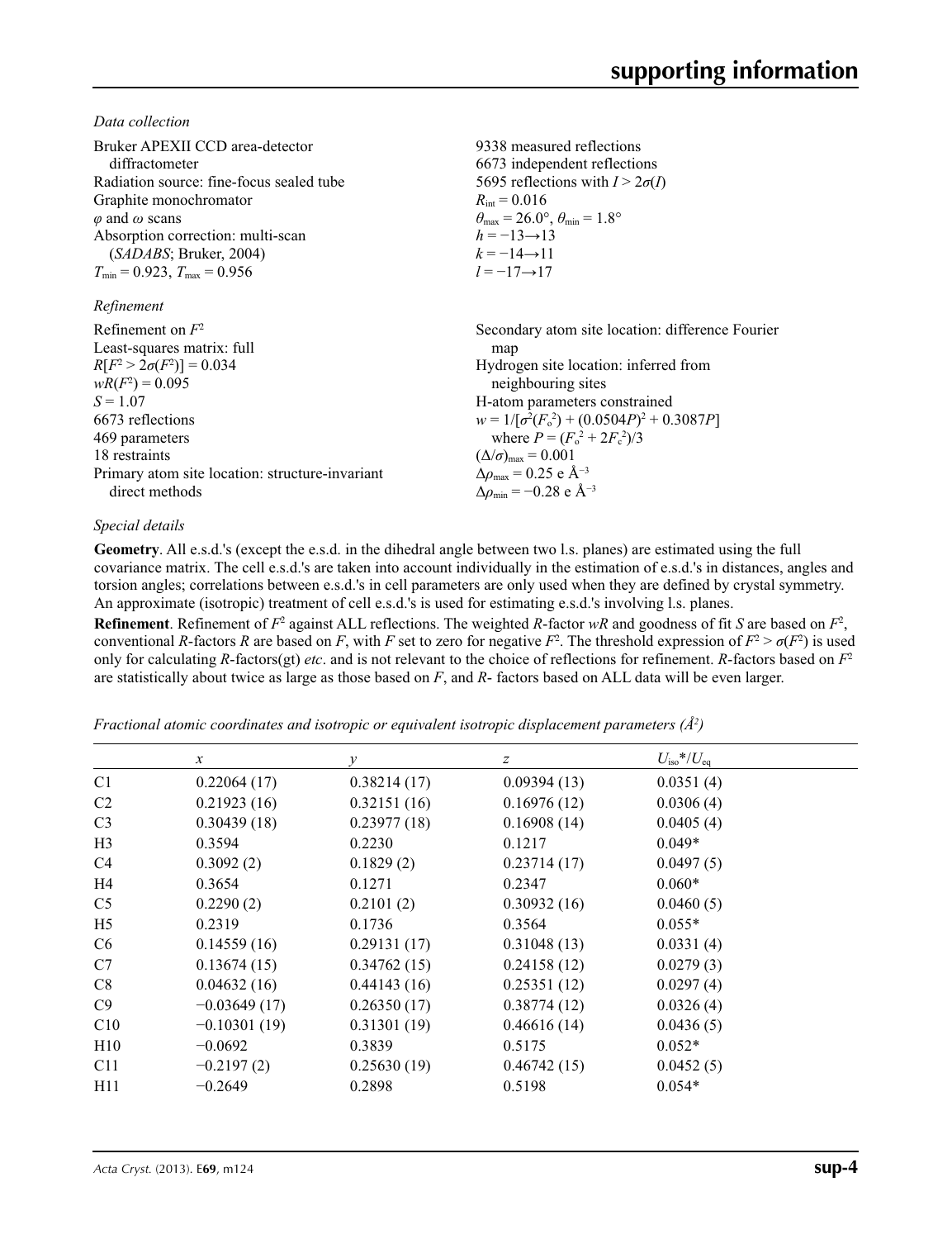*Data collection*

Bruker APEXII CCD area-detector diffractometer
Radiation source: fine-focus sealed tube
Graphite monochromator
$\varphi$ and $\omega$ scans
Absorption correction: multi-scan (*SADABS*; Bruker, 2004)
$T_{min} = 0.923$, $T_{max} = 0.956$

9338 measured reflections
6673 independent reflections
5695 reflections with $I > 2\sigma(I)$
$R_{int} = 0.016$
$\theta_{max} = 26.0°$, $\theta_{min} = 1.8°$
$h = -13 \rightarrow 13$
$k = -14 \rightarrow 11$
$l = -17 \rightarrow 17$

*Refinement*

Refinement on $F^2$
Least-squares matrix: full
$R[F^2 > 2\sigma(F^2)] = 0.034$
$wR(F^2) = 0.095$
$S = 1.07$
6673 reflections
469 parameters
18 restraints
Primary atom site location: structure-invariant direct methods

Secondary atom site location: difference Fourier map
Hydrogen site location: inferred from neighbouring sites
H-atom parameters constrained
$w = 1/[\sigma^2(F_o^2) + (0.0504P)^2 + 0.3087P]$ where $P = (F_o^2 + 2F_c^2)/3$
$(\Delta/\sigma)_{max} = 0.001$
$\Delta\rho_{max} = 0.25$ e Å$^{-3}$
$\Delta\rho_{min} = -0.28$ e Å$^{-3}$

*Special details*

**Geometry**. All e.s.d.'s (except the e.s.d. in the dihedral angle between two l.s. planes) are estimated using the full covariance matrix. The cell e.s.d.'s are taken into account individually in the estimation of e.s.d.'s in distances, angles and torsion angles; correlations between e.s.d.'s in cell parameters are only used when they are defined by crystal symmetry. An approximate (isotropic) treatment of cell e.s.d.'s is used for estimating e.s.d.'s involving l.s. planes.

**Refinement**. Refinement of $F^2$ against ALL reflections. The weighted *R*-factor *wR* and goodness of fit *S* are based on $F^2$, conventional *R*-factors *R* are based on *F*, with *F* set to zero for negative $F^2$. The threshold expression of $F^2 > \sigma(F^2)$ is used only for calculating *R*-factors(gt) *etc*. and is not relevant to the choice of reflections for refinement. *R*-factors based on $F^2$ are statistically about twice as large as those based on *F*, and *R*- factors based on ALL data will be even larger.

*Fractional atomic coordinates and isotropic or equivalent isotropic displacement parameters (Å$^2$)*

| | *x* | *y* | *z* | $U_{iso}$*/$U_{eq}$ |
|---|---|---|---|---|
| C1 | 0.22064 (17) | 0.38214 (17) | 0.09394 (13) | 0.0351 (4) |
| C2 | 0.21923 (16) | 0.32151 (16) | 0.16976 (12) | 0.0306 (4) |
| C3 | 0.30439 (18) | 0.23977 (18) | 0.16908 (14) | 0.0405 (4) |
| H3 | 0.3594 | 0.2230 | 0.1217 | 0.049* |
| C4 | 0.3092 (2) | 0.1829 (2) | 0.23714 (17) | 0.0497 (5) |
| H4 | 0.3654 | 0.1271 | 0.2347 | 0.060* |
| C5 | 0.2290 (2) | 0.2101 (2) | 0.30932 (16) | 0.0460 (5) |
| H5 | 0.2319 | 0.1736 | 0.3564 | 0.055* |
| C6 | 0.14559 (16) | 0.29131 (17) | 0.31048 (13) | 0.0331 (4) |
| C7 | 0.13674 (15) | 0.34762 (15) | 0.24158 (12) | 0.0279 (3) |
| C8 | 0.04632 (16) | 0.44143 (16) | 0.25351 (12) | 0.0297 (4) |
| C9 | −0.03649 (17) | 0.26350 (17) | 0.38774 (12) | 0.0326 (4) |
| C10 | −0.10301 (19) | 0.31301 (19) | 0.46616 (14) | 0.0436 (5) |
| H10 | −0.0692 | 0.3839 | 0.5175 | 0.052* |
| C11 | −0.2197 (2) | 0.25630 (19) | 0.46742 (15) | 0.0452 (5) |
| H11 | −0.2649 | 0.2898 | 0.5198 | 0.054* |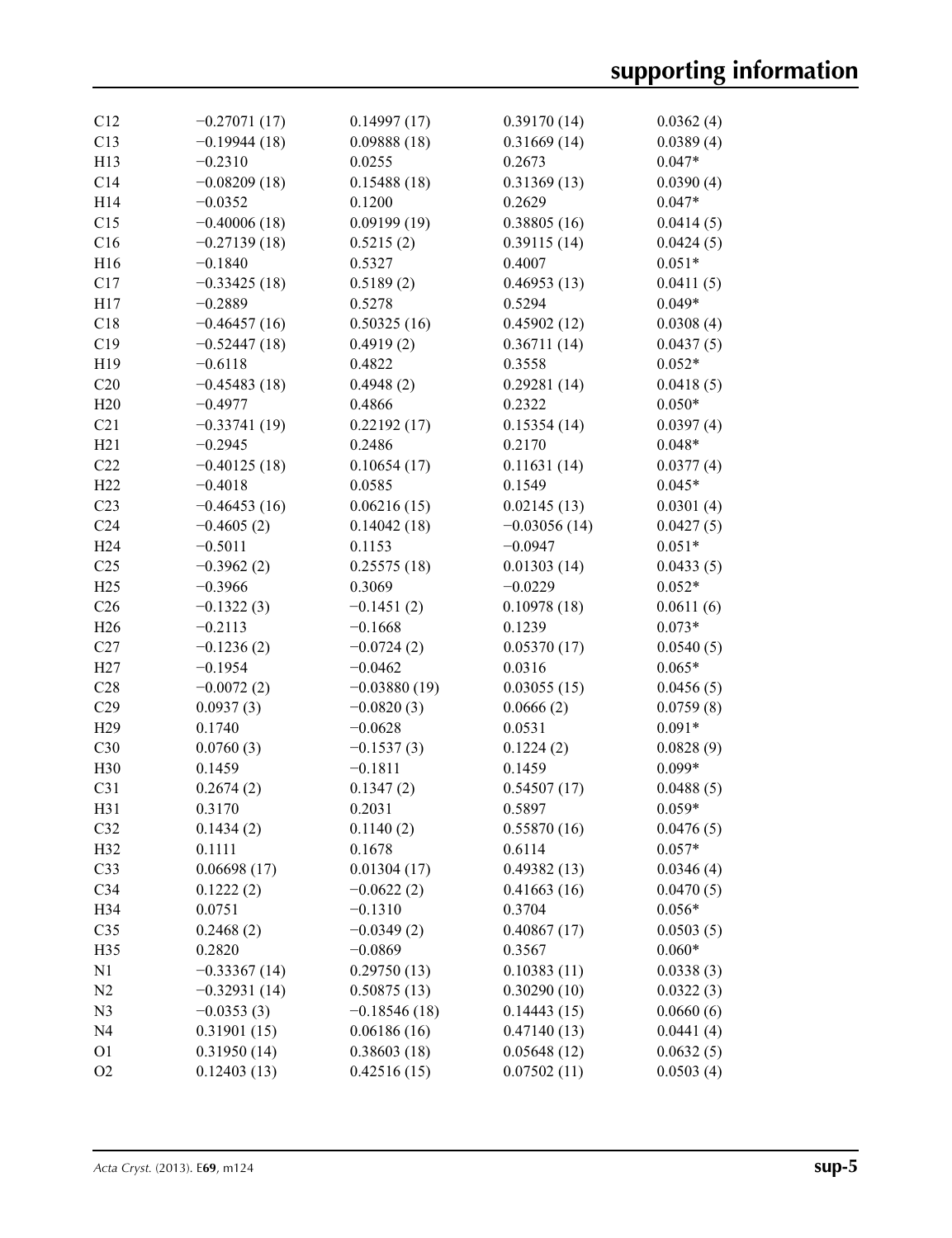| | | | | |
|---|---|---|---|---|
| C12 | −0.27071 (17) | 0.14997 (17) | 0.39170 (14) | 0.0362 (4) |
| C13 | −0.19944 (18) | 0.09888 (18) | 0.31669 (14) | 0.0389 (4) |
| H13 | −0.2310 | 0.0255 | 0.2673 | 0.047* |
| C14 | −0.08209 (18) | 0.15488 (18) | 0.31369 (13) | 0.0390 (4) |
| H14 | −0.0352 | 0.1200 | 0.2629 | 0.047* |
| C15 | −0.40006 (18) | 0.09199 (19) | 0.38805 (16) | 0.0414 (5) |
| C16 | −0.27139 (18) | 0.5215 (2) | 0.39115 (14) | 0.0424 (5) |
| H16 | −0.1840 | 0.5327 | 0.4007 | 0.051* |
| C17 | −0.33425 (18) | 0.5189 (2) | 0.46953 (13) | 0.0411 (5) |
| H17 | −0.2889 | 0.5278 | 0.5294 | 0.049* |
| C18 | −0.46457 (16) | 0.50325 (16) | 0.45902 (12) | 0.0308 (4) |
| C19 | −0.52447 (18) | 0.4919 (2) | 0.36711 (14) | 0.0437 (5) |
| H19 | −0.6118 | 0.4822 | 0.3558 | 0.052* |
| C20 | −0.45483 (18) | 0.4948 (2) | 0.29281 (14) | 0.0418 (5) |
| H20 | −0.4977 | 0.4866 | 0.2322 | 0.050* |
| C21 | −0.33741 (19) | 0.22192 (17) | 0.15354 (14) | 0.0397 (4) |
| H21 | −0.2945 | 0.2486 | 0.2170 | 0.048* |
| C22 | −0.40125 (18) | 0.10654 (17) | 0.11631 (14) | 0.0377 (4) |
| H22 | −0.4018 | 0.0585 | 0.1549 | 0.045* |
| C23 | −0.46453 (16) | 0.06216 (15) | 0.02145 (13) | 0.0301 (4) |
| C24 | −0.4605 (2) | 0.14042 (18) | −0.03056 (14) | 0.0427 (5) |
| H24 | −0.5011 | 0.1153 | −0.0947 | 0.051* |
| C25 | −0.3962 (2) | 0.25575 (18) | 0.01303 (14) | 0.0433 (5) |
| H25 | −0.3966 | 0.3069 | −0.0229 | 0.052* |
| C26 | −0.1322 (3) | −0.1451 (2) | 0.10978 (18) | 0.0611 (6) |
| H26 | −0.2113 | −0.1668 | 0.1239 | 0.073* |
| C27 | −0.1236 (2) | −0.0724 (2) | 0.05370 (17) | 0.0540 (5) |
| H27 | −0.1954 | −0.0462 | 0.0316 | 0.065* |
| C28 | −0.0072 (2) | −0.03880 (19) | 0.03055 (15) | 0.0456 (5) |
| C29 | 0.0937 (3) | −0.0820 (3) | 0.0666 (2) | 0.0759 (8) |
| H29 | 0.1740 | −0.0628 | 0.0531 | 0.091* |
| C30 | 0.0760 (3) | −0.1537 (3) | 0.1224 (2) | 0.0828 (9) |
| H30 | 0.1459 | −0.1811 | 0.1459 | 0.099* |
| C31 | 0.2674 (2) | 0.1347 (2) | 0.54507 (17) | 0.0488 (5) |
| H31 | 0.3170 | 0.2031 | 0.5897 | 0.059* |
| C32 | 0.1434 (2) | 0.1140 (2) | 0.55870 (16) | 0.0476 (5) |
| H32 | 0.1111 | 0.1678 | 0.6114 | 0.057* |
| C33 | 0.06698 (17) | 0.01304 (17) | 0.49382 (13) | 0.0346 (4) |
| C34 | 0.1222 (2) | −0.0622 (2) | 0.41663 (16) | 0.0470 (5) |
| H34 | 0.0751 | −0.1310 | 0.3704 | 0.056* |
| C35 | 0.2468 (2) | −0.0349 (2) | 0.40867 (17) | 0.0503 (5) |
| H35 | 0.2820 | −0.0869 | 0.3567 | 0.060* |
| N1 | −0.33367 (14) | 0.29750 (13) | 0.10383 (11) | 0.0338 (3) |
| N2 | −0.32931 (14) | 0.50875 (13) | 0.30290 (10) | 0.0322 (3) |
| N3 | −0.0353 (3) | −0.18546 (18) | 0.14443 (15) | 0.0660 (6) |
| N4 | 0.31901 (15) | 0.06186 (16) | 0.47140 (13) | 0.0441 (4) |
| O1 | 0.31950 (14) | 0.38603 (18) | 0.05648 (12) | 0.0632 (5) |
| O2 | 0.12403 (13) | 0.42516 (15) | 0.07502 (11) | 0.0503 (4) |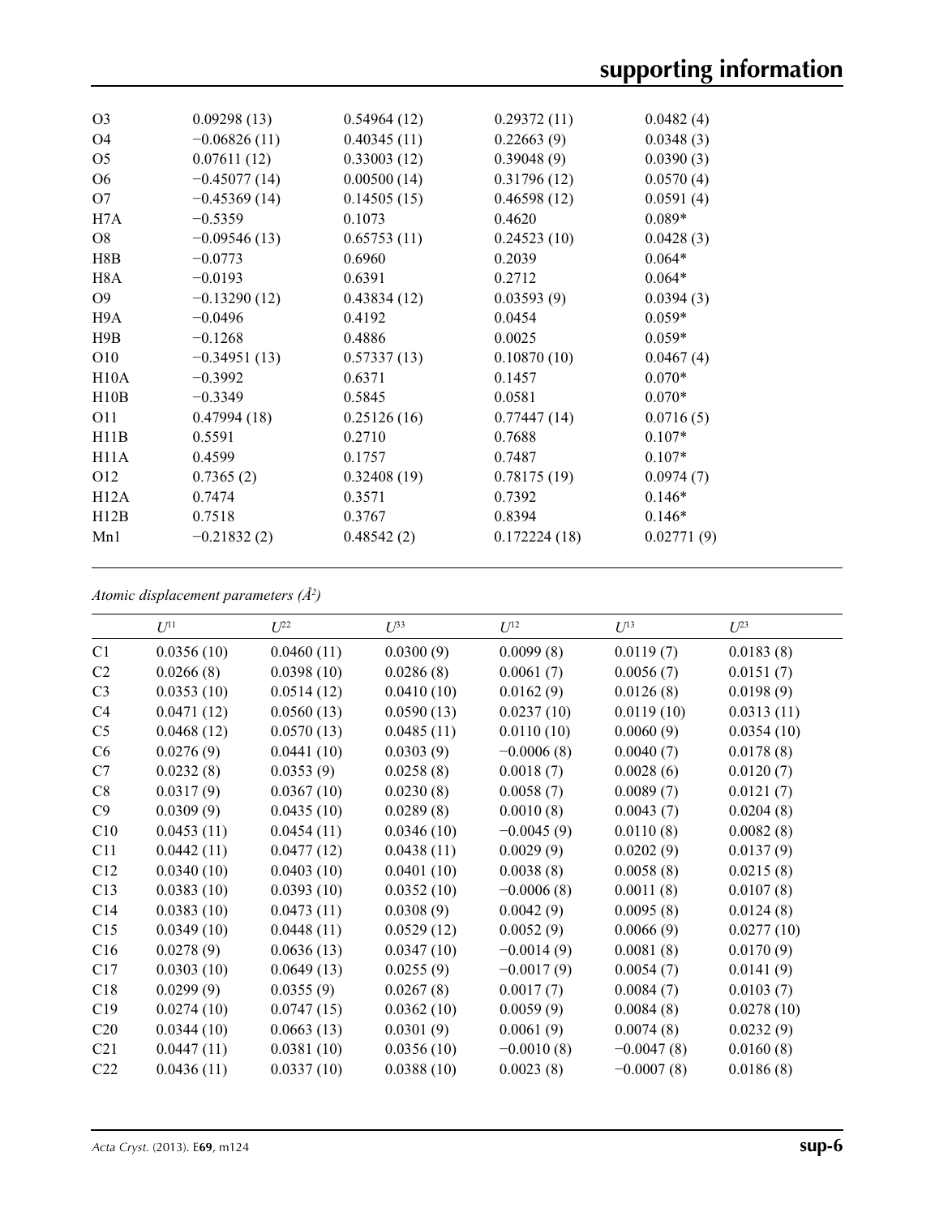| | | | | |
|---|---|---|---|---|
| O3 | 0.09298 (13) | 0.54964 (12) | 0.29372 (11) | 0.0482 (4) |
| O4 | −0.06826 (11) | 0.40345 (11) | 0.22663 (9) | 0.0348 (3) |
| O5 | 0.07611 (12) | 0.33003 (12) | 0.39048 (9) | 0.0390 (3) |
| O6 | −0.45077 (14) | 0.00500 (14) | 0.31796 (12) | 0.0570 (4) |
| O7 | −0.45369 (14) | 0.14505 (15) | 0.46598 (12) | 0.0591 (4) |
| H7A | −0.5359 | 0.1073 | 0.4620 | 0.089* |
| O8 | −0.09546 (13) | 0.65753 (11) | 0.24523 (10) | 0.0428 (3) |
| H8B | −0.0773 | 0.6960 | 0.2039 | 0.064* |
| H8A | −0.0193 | 0.6391 | 0.2712 | 0.064* |
| O9 | −0.13290 (12) | 0.43834 (12) | 0.03593 (9) | 0.0394 (3) |
| H9A | −0.0496 | 0.4192 | 0.0454 | 0.059* |
| H9B | −0.1268 | 0.4886 | 0.0025 | 0.059* |
| O10 | −0.34951 (13) | 0.57337 (13) | 0.10870 (10) | 0.0467 (4) |
| H10A | −0.3992 | 0.6371 | 0.1457 | 0.070* |
| H10B | −0.3349 | 0.5845 | 0.0581 | 0.070* |
| O11 | 0.47994 (18) | 0.25126 (16) | 0.77447 (14) | 0.0716 (5) |
| H11B | 0.5591 | 0.2710 | 0.7688 | 0.107* |
| H11A | 0.4599 | 0.1757 | 0.7487 | 0.107* |
| O12 | 0.7365 (2) | 0.32408 (19) | 0.78175 (19) | 0.0974 (7) |
| H12A | 0.7474 | 0.3571 | 0.7392 | 0.146* |
| H12B | 0.7518 | 0.3767 | 0.8394 | 0.146* |
| Mn1 | −0.21832 (2) | 0.48542 (2) | 0.172224 (18) | 0.02771 (9) |

*Atomic displacement parameters (Å²)*

| | $U^{11}$ | $U^{22}$ | $U^{33}$ | $U^{12}$ | $U^{13}$ | $U^{23}$ |
|---|---|---|---|---|---|---|
| C1 | 0.0356 (10) | 0.0460 (11) | 0.0300 (9) | 0.0099 (8) | 0.0119 (7) | 0.0183 (8) |
| C2 | 0.0266 (8) | 0.0398 (10) | 0.0286 (8) | 0.0061 (7) | 0.0056 (7) | 0.0151 (7) |
| C3 | 0.0353 (10) | 0.0514 (12) | 0.0410 (10) | 0.0162 (9) | 0.0126 (8) | 0.0198 (9) |
| C4 | 0.0471 (12) | 0.0560 (13) | 0.0590 (13) | 0.0237 (10) | 0.0119 (10) | 0.0313 (11) |
| C5 | 0.0468 (12) | 0.0570 (13) | 0.0485 (11) | 0.0110 (10) | 0.0060 (9) | 0.0354 (10) |
| C6 | 0.0276 (9) | 0.0441 (10) | 0.0303 (9) | −0.0006 (8) | 0.0040 (7) | 0.0178 (8) |
| C7 | 0.0232 (8) | 0.0353 (9) | 0.0258 (8) | 0.0018 (7) | 0.0028 (6) | 0.0120 (7) |
| C8 | 0.0317 (9) | 0.0367 (10) | 0.0230 (8) | 0.0058 (7) | 0.0089 (7) | 0.0121 (7) |
| C9 | 0.0309 (9) | 0.0435 (10) | 0.0289 (8) | 0.0010 (8) | 0.0043 (7) | 0.0204 (8) |
| C10 | 0.0453 (11) | 0.0454 (11) | 0.0346 (10) | −0.0045 (9) | 0.0110 (8) | 0.0082 (8) |
| C11 | 0.0442 (11) | 0.0477 (12) | 0.0438 (11) | 0.0029 (9) | 0.0202 (9) | 0.0137 (9) |
| C12 | 0.0340 (10) | 0.0403 (10) | 0.0401 (10) | 0.0038 (8) | 0.0058 (8) | 0.0215 (8) |
| C13 | 0.0383 (10) | 0.0393 (10) | 0.0352 (10) | −0.0006 (8) | 0.0011 (8) | 0.0107 (8) |
| C14 | 0.0383 (10) | 0.0473 (11) | 0.0308 (9) | 0.0042 (9) | 0.0095 (8) | 0.0124 (8) |
| C15 | 0.0349 (10) | 0.0448 (11) | 0.0529 (12) | 0.0052 (9) | 0.0066 (9) | 0.0277 (10) |
| C16 | 0.0278 (9) | 0.0636 (13) | 0.0347 (10) | −0.0014 (9) | 0.0081 (8) | 0.0170 (9) |
| C17 | 0.0303 (10) | 0.0649 (13) | 0.0255 (9) | −0.0017 (9) | 0.0054 (7) | 0.0141 (9) |
| C18 | 0.0299 (9) | 0.0355 (9) | 0.0267 (8) | 0.0017 (7) | 0.0084 (7) | 0.0103 (7) |
| C19 | 0.0274 (10) | 0.0747 (15) | 0.0362 (10) | 0.0059 (9) | 0.0084 (8) | 0.0278 (10) |
| C20 | 0.0344 (10) | 0.0663 (13) | 0.0301 (9) | 0.0061 (9) | 0.0074 (8) | 0.0232 (9) |
| C21 | 0.0447 (11) | 0.0381 (10) | 0.0356 (10) | −0.0010 (8) | −0.0047 (8) | 0.0160 (8) |
| C22 | 0.0436 (11) | 0.0337 (10) | 0.0388 (10) | 0.0023 (8) | −0.0007 (8) | 0.0186 (8) |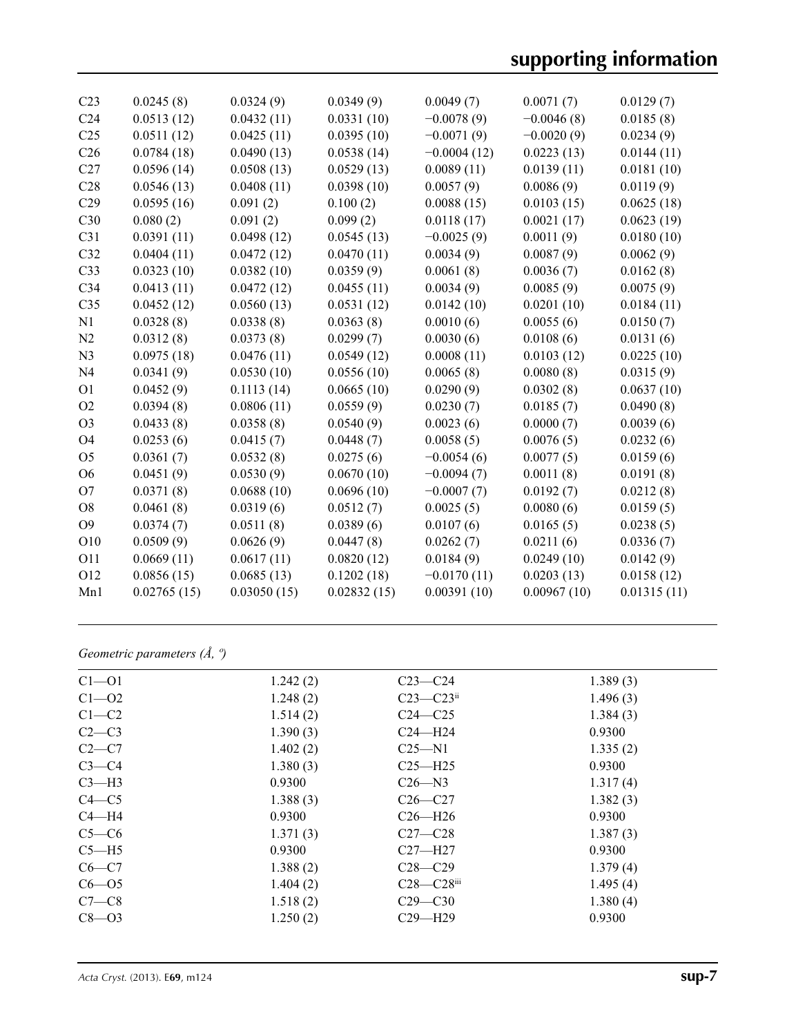| | | | | | |
|---|---|---|---|---|---|
| C23 | 0.0245 (8) | 0.0324 (9) | 0.0349 (9) | 0.0049 (7) | 0.0071 (7) | 0.0129 (7) |
| C24 | 0.0513 (12) | 0.0432 (11) | 0.0331 (10) | −0.0078 (9) | −0.0046 (8) | 0.0185 (8) |
| C25 | 0.0511 (12) | 0.0425 (11) | 0.0395 (10) | −0.0071 (9) | −0.0020 (9) | 0.0234 (9) |
| C26 | 0.0784 (18) | 0.0490 (13) | 0.0538 (14) | −0.0004 (12) | 0.0223 (13) | 0.0144 (11) |
| C27 | 0.0596 (14) | 0.0508 (13) | 0.0529 (13) | 0.0089 (11) | 0.0139 (11) | 0.0181 (10) |
| C28 | 0.0546 (13) | 0.0408 (11) | 0.0398 (10) | 0.0057 (9) | 0.0086 (9) | 0.0119 (9) |
| C29 | 0.0595 (16) | 0.091 (2) | 0.100 (2) | 0.0088 (15) | 0.0103 (15) | 0.0625 (18) |
| C30 | 0.080 (2) | 0.091 (2) | 0.099 (2) | 0.0118 (17) | 0.0021 (17) | 0.0623 (19) |
| C31 | 0.0391 (11) | 0.0498 (12) | 0.0545 (13) | −0.0025 (9) | 0.0011 (9) | 0.0180 (10) |
| C32 | 0.0404 (11) | 0.0472 (12) | 0.0470 (11) | 0.0034 (9) | 0.0087 (9) | 0.0062 (9) |
| C33 | 0.0323 (10) | 0.0382 (10) | 0.0359 (9) | 0.0061 (8) | 0.0036 (7) | 0.0162 (8) |
| C34 | 0.0413 (11) | 0.0472 (12) | 0.0455 (11) | 0.0034 (9) | 0.0085 (9) | 0.0075 (9) |
| C35 | 0.0452 (12) | 0.0560 (13) | 0.0531 (12) | 0.0142 (10) | 0.0201 (10) | 0.0184 (11) |
| N1 | 0.0328 (8) | 0.0338 (8) | 0.0363 (8) | 0.0010 (6) | 0.0055 (6) | 0.0150 (7) |
| N2 | 0.0312 (8) | 0.0373 (8) | 0.0299 (7) | 0.0030 (6) | 0.0108 (6) | 0.0131 (6) |
| N3 | 0.0975 (18) | 0.0476 (11) | 0.0549 (12) | 0.0008 (11) | 0.0103 (12) | 0.0225 (10) |
| N4 | 0.0341 (9) | 0.0530 (10) | 0.0556 (10) | 0.0065 (8) | 0.0080 (8) | 0.0315 (9) |
| O1 | 0.0452 (9) | 0.1113 (14) | 0.0665 (10) | 0.0290 (9) | 0.0302 (8) | 0.0637 (10) |
| O2 | 0.0394 (8) | 0.0806 (11) | 0.0559 (9) | 0.0230 (7) | 0.0185 (7) | 0.0490 (8) |
| O3 | 0.0433 (8) | 0.0358 (8) | 0.0540 (9) | 0.0023 (6) | 0.0000 (7) | 0.0039 (6) |
| O4 | 0.0253 (6) | 0.0415 (7) | 0.0448 (7) | 0.0058 (5) | 0.0076 (5) | 0.0232 (6) |
| O5 | 0.0361 (7) | 0.0532 (8) | 0.0275 (6) | −0.0054 (6) | 0.0077 (5) | 0.0159 (6) |
| O6 | 0.0451 (9) | 0.0530 (9) | 0.0670 (10) | −0.0094 (7) | 0.0011 (8) | 0.0191 (8) |
| O7 | 0.0371 (8) | 0.0688 (10) | 0.0696 (10) | −0.0007 (7) | 0.0192 (7) | 0.0212 (8) |
| O8 | 0.0461 (8) | 0.0319 (6) | 0.0512 (7) | 0.0025 (5) | 0.0080 (6) | 0.0159 (5) |
| O9 | 0.0374 (7) | 0.0511 (8) | 0.0389 (6) | 0.0107 (6) | 0.0165 (5) | 0.0238 (5) |
| O10 | 0.0509 (9) | 0.0626 (9) | 0.0447 (8) | 0.0262 (7) | 0.0211 (6) | 0.0336 (7) |
| O11 | 0.0669 (11) | 0.0617 (11) | 0.0820 (12) | 0.0184 (9) | 0.0249 (10) | 0.0142 (9) |
| O12 | 0.0856 (15) | 0.0685 (13) | 0.1202 (18) | −0.0170 (11) | 0.0203 (13) | 0.0158 (12) |
| Mn1 | 0.02765 (15) | 0.03050 (15) | 0.02832 (15) | 0.00391 (10) | 0.00967 (10) | 0.01315 (11) |

*Geometric parameters (Å, º)*

| | | | |
|---|---|---|---|
| C1—O1 | 1.242 (2) | C23—C24 | 1.389 (3) |
| C1—O2 | 1.248 (2) | C23—C23$^{ii}$ | 1.496 (3) |
| C1—C2 | 1.514 (2) | C24—C25 | 1.384 (3) |
| C2—C3 | 1.390 (3) | C24—H24 | 0.9300 |
| C2—C7 | 1.402 (2) | C25—N1 | 1.335 (2) |
| C3—C4 | 1.380 (3) | C25—H25 | 0.9300 |
| C3—H3 | 0.9300 | C26—N3 | 1.317 (4) |
| C4—C5 | 1.388 (3) | C26—C27 | 1.382 (3) |
| C4—H4 | 0.9300 | C26—H26 | 0.9300 |
| C5—C6 | 1.371 (3) | C27—C28 | 1.387 (3) |
| C5—H5 | 0.9300 | C27—H27 | 0.9300 |
| C6—C7 | 1.388 (2) | C28—C29 | 1.379 (4) |
| C6—O5 | 1.404 (2) | C28—C28$^{iii}$ | 1.495 (4) |
| C7—C8 | 1.518 (2) | C29—C30 | 1.380 (4) |
| C8—O3 | 1.250 (2) | C29—H29 | 0.9300 |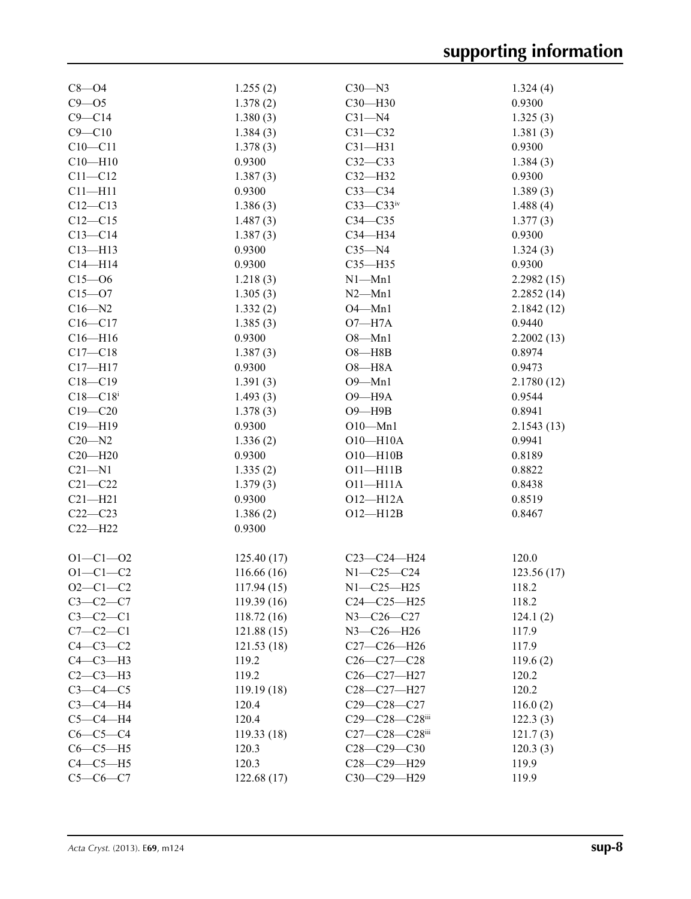| | | | |
|---|---|---|---|
| C8—O4 | 1.255 (2) | C30—N3 | 1.324 (4) |
| C9—O5 | 1.378 (2) | C30—H30 | 0.9300 |
| C9—C14 | 1.380 (3) | C31—N4 | 1.325 (3) |
| C9—C10 | 1.384 (3) | C31—C32 | 1.381 (3) |
| C10—C11 | 1.378 (3) | C31—H31 | 0.9300 |
| C10—H10 | 0.9300 | C32—C33 | 1.384 (3) |
| C11—C12 | 1.387 (3) | C32—H32 | 0.9300 |
| C11—H11 | 0.9300 | C33—C34 | 1.389 (3) |
| C12—C13 | 1.386 (3) | C33—C33$^{iv}$ | 1.488 (4) |
| C12—C15 | 1.487 (3) | C34—C35 | 1.377 (3) |
| C13—C14 | 1.387 (3) | C34—H34 | 0.9300 |
| C13—H13 | 0.9300 | C35—N4 | 1.324 (3) |
| C14—H14 | 0.9300 | C35—H35 | 0.9300 |
| C15—O6 | 1.218 (3) | N1—Mn1 | 2.2982 (15) |
| C15—O7 | 1.305 (3) | N2—Mn1 | 2.2852 (14) |
| C16—N2 | 1.332 (2) | O4—Mn1 | 2.1842 (12) |
| C16—C17 | 1.385 (3) | O7—H7A | 0.9440 |
| C16—H16 | 0.9300 | O8—Mn1 | 2.2002 (13) |
| C17—C18 | 1.387 (3) | O8—H8B | 0.8974 |
| C17—H17 | 0.9300 | O8—H8A | 0.9473 |
| C18—C19 | 1.391 (3) | O9—Mn1 | 2.1780 (12) |
| C18—C18$^{i}$ | 1.493 (3) | O9—H9A | 0.9544 |
| C19—C20 | 1.378 (3) | O9—H9B | 0.8941 |
| C19—H19 | 0.9300 | O10—Mn1 | 2.1543 (13) |
| C20—N2 | 1.336 (2) | O10—H10A | 0.9941 |
| C20—H20 | 0.9300 | O10—H10B | 0.8189 |
| C21—N1 | 1.335 (2) | O11—H11B | 0.8822 |
| C21—C22 | 1.379 (3) | O11—H11A | 0.8438 |
| C21—H21 | 0.9300 | O12—H12A | 0.8519 |
| C22—C23 | 1.386 (2) | O12—H12B | 0.8467 |
| C22—H22 | 0.9300 | | |
| | | | |
| O1—C1—O2 | 125.40 (17) | C23—C24—H24 | 120.0 |
| O1—C1—C2 | 116.66 (16) | N1—C25—C24 | 123.56 (17) |
| O2—C1—C2 | 117.94 (15) | N1—C25—H25 | 118.2 |
| C3—C2—C7 | 119.39 (16) | C24—C25—H25 | 118.2 |
| C3—C2—C1 | 118.72 (16) | N3—C26—C27 | 124.1 (2) |
| C7—C2—C1 | 121.88 (15) | N3—C26—H26 | 117.9 |
| C4—C3—C2 | 121.53 (18) | C27—C26—H26 | 117.9 |
| C4—C3—H3 | 119.2 | C26—C27—C28 | 119.6 (2) |
| C2—C3—H3 | 119.2 | C26—C27—H27 | 120.2 |
| C3—C4—C5 | 119.19 (18) | C28—C27—H27 | 120.2 |
| C3—C4—H4 | 120.4 | C29—C28—C27 | 116.0 (2) |
| C5—C4—H4 | 120.4 | C29—C28—C28$^{iii}$ | 122.3 (3) |
| C6—C5—C4 | 119.33 (18) | C27—C28—C28$^{iii}$ | 121.7 (3) |
| C6—C5—H5 | 120.3 | C28—C29—C30 | 120.3 (3) |
| C4—C5—H5 | 120.3 | C28—C29—H29 | 119.9 |
| C5—C6—C7 | 122.68 (17) | C30—C29—H29 | 119.9 |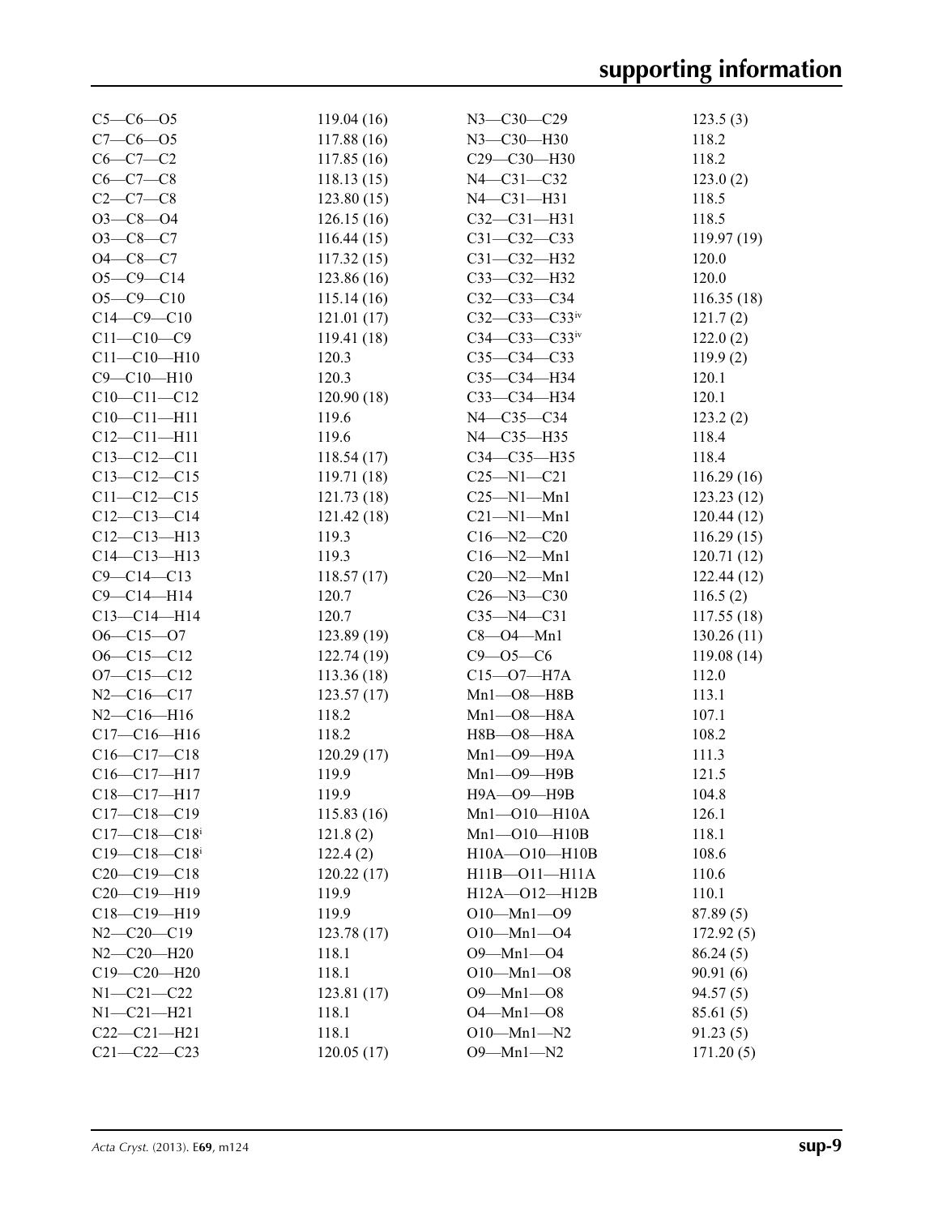| | | | |
|---|---|---|---|
| C5—C6—O5 | 119.04 (16) | N3—C30—C29 | 123.5 (3) |
| C7—C6—O5 | 117.88 (16) | N3—C30—H30 | 118.2 |
| C6—C7—C2 | 117.85 (16) | C29—C30—H30 | 118.2 |
| C6—C7—C8 | 118.13 (15) | N4—C31—C32 | 123.0 (2) |
| C2—C7—C8 | 123.80 (15) | N4—C31—H31 | 118.5 |
| O3—C8—O4 | 126.15 (16) | C32—C31—H31 | 118.5 |
| O3—C8—C7 | 116.44 (15) | C31—C32—C33 | 119.97 (19) |
| O4—C8—C7 | 117.32 (15) | C31—C32—H32 | 120.0 |
| O5—C9—C14 | 123.86 (16) | C33—C32—H32 | 120.0 |
| O5—C9—C10 | 115.14 (16) | C32—C33—C34 | 116.35 (18) |
| C14—C9—C10 | 121.01 (17) | C32—C33—C33$^{iv}$ | 121.7 (2) |
| C11—C10—C9 | 119.41 (18) | C34—C33—C33$^{iv}$ | 122.0 (2) |
| C11—C10—H10 | 120.3 | C35—C34—C33 | 119.9 (2) |
| C9—C10—H10 | 120.3 | C35—C34—H34 | 120.1 |
| C10—C11—C12 | 120.90 (18) | C33—C34—H34 | 120.1 |
| C10—C11—H11 | 119.6 | N4—C35—C34 | 123.2 (2) |
| C12—C11—H11 | 119.6 | N4—C35—H35 | 118.4 |
| C13—C12—C11 | 118.54 (17) | C34—C35—H35 | 118.4 |
| C13—C12—C15 | 119.71 (18) | C25—N1—C21 | 116.29 (16) |
| C11—C12—C15 | 121.73 (18) | C25—N1—Mn1 | 123.23 (12) |
| C12—C13—C14 | 121.42 (18) | C21—N1—Mn1 | 120.44 (12) |
| C12—C13—H13 | 119.3 | C16—N2—C20 | 116.29 (15) |
| C14—C13—H13 | 119.3 | C16—N2—Mn1 | 120.71 (12) |
| C9—C14—C13 | 118.57 (17) | C20—N2—Mn1 | 122.44 (12) |
| C9—C14—H14 | 120.7 | C26—N3—C30 | 116.5 (2) |
| C13—C14—H14 | 120.7 | C35—N4—C31 | 117.55 (18) |
| O6—C15—O7 | 123.89 (19) | C8—O4—Mn1 | 130.26 (11) |
| O6—C15—C12 | 122.74 (19) | C9—O5—C6 | 119.08 (14) |
| O7—C15—C12 | 113.36 (18) | C15—O7—H7A | 112.0 |
| N2—C16—C17 | 123.57 (17) | Mn1—O8—H8B | 113.1 |
| N2—C16—H16 | 118.2 | Mn1—O8—H8A | 107.1 |
| C17—C16—H16 | 118.2 | H8B—O8—H8A | 108.2 |
| C16—C17—C18 | 120.29 (17) | Mn1—O9—H9A | 111.3 |
| C16—C17—H17 | 119.9 | Mn1—O9—H9B | 121.5 |
| C18—C17—H17 | 119.9 | H9A—O9—H9B | 104.8 |
| C17—C18—C19 | 115.83 (16) | Mn1—O10—H10A | 126.1 |
| C17—C18—C18$^{i}$ | 121.8 (2) | Mn1—O10—H10B | 118.1 |
| C19—C18—C18$^{i}$ | 122.4 (2) | H10A—O10—H10B | 108.6 |
| C20—C19—C18 | 120.22 (17) | H11B—O11—H11A | 110.6 |
| C20—C19—H19 | 119.9 | H12A—O12—H12B | 110.1 |
| C18—C19—H19 | 119.9 | O10—Mn1—O9 | 87.89 (5) |
| N2—C20—C19 | 123.78 (17) | O10—Mn1—O4 | 172.92 (5) |
| N2—C20—H20 | 118.1 | O9—Mn1—O4 | 86.24 (5) |
| C19—C20—H20 | 118.1 | O10—Mn1—O8 | 90.91 (6) |
| N1—C21—C22 | 123.81 (17) | O9—Mn1—O8 | 94.57 (5) |
| N1—C21—H21 | 118.1 | O4—Mn1—O8 | 85.61 (5) |
| C22—C21—H21 | 118.1 | O10—Mn1—N2 | 91.23 (5) |
| C21—C22—C23 | 120.05 (17) | O9—Mn1—N2 | 171.20 (5) |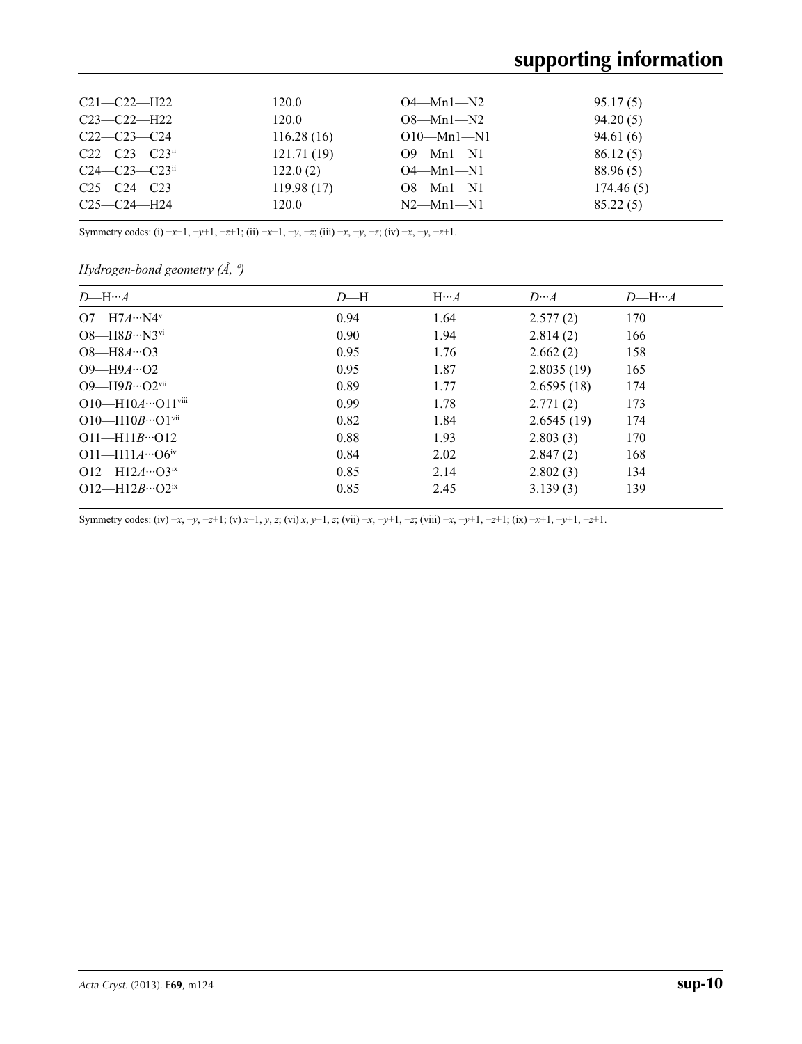| | | | |
|---|---|---|---|
| C21—C22—H22 | 120.0 | O4—Mn1—N2 | 95.17 (5) |
| C23—C22—H22 | 120.0 | O8—Mn1—N2 | 94.20 (5) |
| C22—C23—C24 | 116.28 (16) | O10—Mn1—N1 | 94.61 (6) |
| C22—C23—C23$^{ii}$ | 121.71 (19) | O9—Mn1—N1 | 86.12 (5) |
| C24—C23—C23$^{ii}$ | 122.0 (2) | O4—Mn1—N1 | 88.96 (5) |
| C25—C24—C23 | 119.98 (17) | O8—Mn1—N1 | 174.46 (5) |
| C25—C24—H24 | 120.0 | N2—Mn1—N1 | 85.22 (5) |

Symmetry codes: (i) −*x*−1, −*y*+1, −*z*+1; (ii) −*x*−1, −*y*, −*z*; (iii) −*x*, −*y*, −*z*; (iv) −*x*, −*y*, −*z*+1.

*Hydrogen-bond geometry (Å, º)*

| *D*—H···*A* | *D*—H | H···*A* | *D*···*A* | *D*—H···*A* |
|---|---|---|---|---|
| O7—H7*A*···N4$^{v}$ | 0.94 | 1.64 | 2.577 (2) | 170 |
| O8—H8*B*···N3$^{vi}$ | 0.90 | 1.94 | 2.814 (2) | 166 |
| O8—H8*A*···O3 | 0.95 | 1.76 | 2.662 (2) | 158 |
| O9—H9*A*···O2 | 0.95 | 1.87 | 2.8035 (19) | 165 |
| O9—H9*B*···O2$^{vii}$ | 0.89 | 1.77 | 2.6595 (18) | 174 |
| O10—H10*A*···O11$^{viii}$ | 0.99 | 1.78 | 2.771 (2) | 173 |
| O10—H10*B*···O1$^{vii}$ | 0.82 | 1.84 | 2.6545 (19) | 174 |
| O11—H11*B*···O12 | 0.88 | 1.93 | 2.803 (3) | 170 |
| O11—H11*A*···O6$^{iv}$ | 0.84 | 2.02 | 2.847 (2) | 168 |
| O12—H12*A*···O3$^{ix}$ | 0.85 | 2.14 | 2.802 (3) | 134 |
| O12—H12*B*···O2$^{ix}$ | 0.85 | 2.45 | 3.139 (3) | 139 |

Symmetry codes: (iv) −*x*, −*y*, −*z*+1; (v) *x*−1, *y*, *z*; (vi) *x*, *y*+1, *z*; (vii) −*x*, −*y*+1, −*z*; (viii) −*x*, −*y*+1, −*z*+1; (ix) −*x*+1, −*y*+1, −*z*+1.